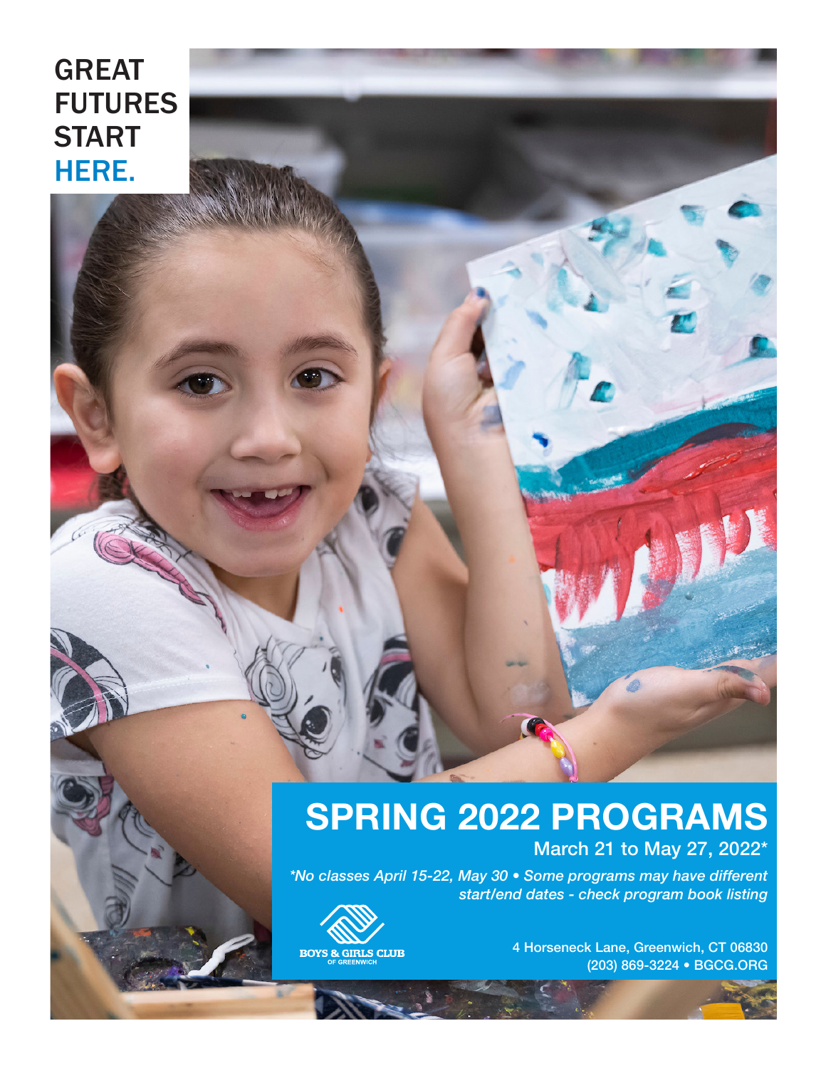GREAT
FUTURES
START
HERE.

# SPRING 2022 PROGRAMS

March 21 to May 27, 2022*

*\*No classes April 15-22, May 30 • Some programs may have different start/end dates - check program book listing*

BOYS & GIRLS CLUB
OF GREENWICH

4 Horseneck Lane, Greenwich, CT 06830
(203) 869-3224 • BGCG.ORG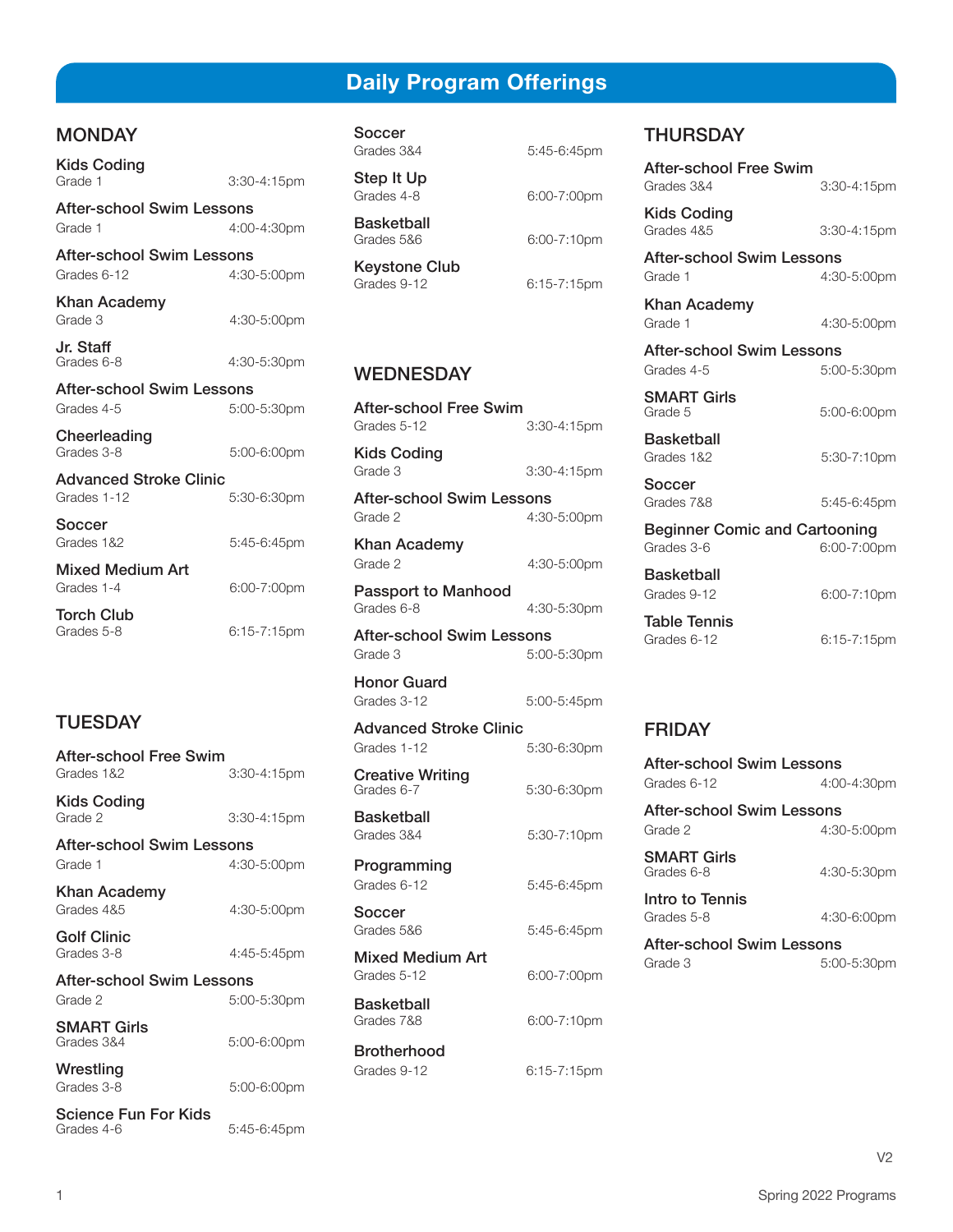# Daily Program Offerings

## MONDAY

**Kids Coding**
Grade 1 — 3:30-4:15pm

**After-school Swim Lessons**
Grade 1 — 4:00-4:30pm

**After-school Swim Lessons**
Grades 6-12 — 4:30-5:00pm

**Khan Academy**
Grade 3 — 4:30-5:00pm

**Jr. Staff**
Grades 6-8 — 4:30-5:30pm

**After-school Swim Lessons**
Grades 4-5 — 5:00-5:30pm

**Cheerleading**
Grades 3-8 — 5:00-6:00pm

**Advanced Stroke Clinic**
Grades 1-12 — 5:30-6:30pm

**Soccer**
Grades 1&2 — 5:45-6:45pm

**Mixed Medium Art**
Grades 1-4 — 6:00-7:00pm

**Torch Club**
Grades 5-8 — 6:15-7:15pm

## TUESDAY

**After-school Free Swim**
Grades 1&2 — 3:30-4:15pm

**Kids Coding**
Grade 2 — 3:30-4:15pm

**After-school Swim Lessons**
Grade 1 — 4:30-5:00pm

**Khan Academy**
Grades 4&5 — 4:30-5:00pm

**Golf Clinic**
Grades 3-8 — 4:45-5:45pm

**After-school Swim Lessons**
Grade 2 — 5:00-5:30pm

**SMART Girls**
Grades 3&4 — 5:00-6:00pm

**Wrestling**
Grades 3-8 — 5:00-6:00pm

**Science Fun For Kids**
Grades 4-6 — 5:45-6:45pm

**Soccer**
Grades 3&4 — 5:45-6:45pm

**Step It Up**
Grades 4-8 — 6:00-7:00pm

**Basketball**
Grades 5&6 — 6:00-7:10pm

**Keystone Club**
Grades 9-12 — 6:15-7:15pm

## WEDNESDAY

**After-school Free Swim**
Grades 5-12 — 3:30-4:15pm

**Kids Coding**
Grade 3 — 3:30-4:15pm

**After-school Swim Lessons**
Grade 2 — 4:30-5:00pm

**Khan Academy**
Grade 2 — 4:30-5:00pm

**Passport to Manhood**
Grades 6-8 — 4:30-5:30pm

**After-school Swim Lessons**
Grade 3 — 5:00-5:30pm

**Honor Guard**
Grades 3-12 — 5:00-5:45pm

**Advanced Stroke Clinic**
Grades 1-12 — 5:30-6:30pm

**Creative Writing**
Grades 6-7 — 5:30-6:30pm

**Basketball**
Grades 3&4 — 5:30-7:10pm

**Programming**
Grades 6-12 — 5:45-6:45pm

**Soccer**
Grades 5&6 — 5:45-6:45pm

**Mixed Medium Art**
Grades 5-12 — 6:00-7:00pm

**Basketball**
Grades 7&8 — 6:00-7:10pm

**Brotherhood**
Grades 9-12 — 6:15-7:15pm

## THURSDAY

**After-school Free Swim**
Grades 3&4 — 3:30-4:15pm

**Kids Coding**
Grades 4&5 — 3:30-4:15pm

**After-school Swim Lessons**
Grade 1 — 4:30-5:00pm

**Khan Academy**
Grade 1 — 4:30-5:00pm

**After-school Swim Lessons**
Grades 4-5 — 5:00-5:30pm

**SMART Girls**
Grade 5 — 5:00-6:00pm

**Basketball**
Grades 1&2 — 5:30-7:10pm

**Soccer**
Grades 7&8 — 5:45-6:45pm

**Beginner Comic and Cartooning**
Grades 3-6 — 6:00-7:00pm

**Basketball**
Grades 9-12 — 6:00-7:10pm

**Table Tennis**
Grades 6-12 — 6:15-7:15pm

## FRIDAY

**After-school Swim Lessons**
Grades 6-12 — 4:00-4:30pm

**After-school Swim Lessons**
Grade 2 — 4:30-5:00pm

**SMART Girls**
Grades 6-8 — 4:30-5:30pm

**Intro to Tennis**
Grades 5-8 — 4:30-6:00pm

**After-school Swim Lessons**
Grade 3 — 5:00-5:30pm

V2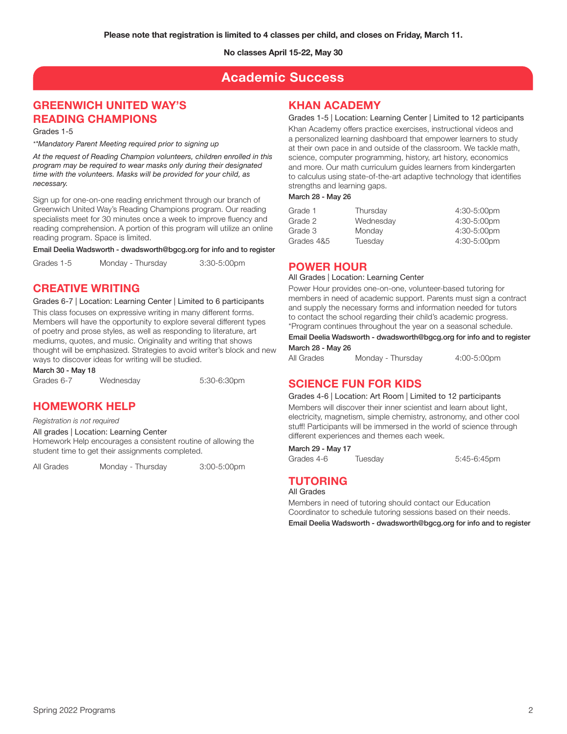**Please note that registration is limited to 4 classes per child, and closes on Friday, March 11.**

**No classes April 15-22, May 30**

# Academic Success

## GREENWICH UNITED WAY'S READING CHAMPIONS

Grades 1-5

*\*\*Mandatory Parent Meeting required prior to signing up*

*At the request of Reading Champion volunteers, children enrolled in this program may be required to wear masks only during their designated time with the volunteers. Masks will be provided for your child, as necessary.*

Sign up for one-on-one reading enrichment through our branch of Greenwich United Way's Reading Champions program. Our reading specialists meet for 30 minutes once a week to improve fluency and reading comprehension. A portion of this program will utilize an online reading program. Space is limited.

**Email Deelia Wadsworth - dwadsworth@bgcg.org for info and to register**

| Grades 1-5 | Monday - Thursday | 3:30-5:00pm |
|---|---|---|

## CREATIVE WRITING

Grades 6-7 | Location: Learning Center | Limited to 6 participants

This class focuses on expressive writing in many different forms. Members will have the opportunity to explore several different types of poetry and prose styles, as well as responding to literature, art mediums, quotes, and music. Originality and writing that shows thought will be emphasized. Strategies to avoid writer's block and new ways to discover ideas for writing will be studied.

**March 30 - May 18**

| Grades 6-7 | Wednesday | 5:30-6:30pm |
|---|---|---|

## HOMEWORK HELP

*Registration is not required*

All grades | Location: Learning Center

Homework Help encourages a consistent routine of allowing the student time to get their assignments completed.

| All Grades | Monday - Thursday | 3:00-5:00pm |
|---|---|---|

## KHAN ACADEMY

Grades 1-5 | Location: Learning Center | Limited to 12 participants

Khan Academy offers practice exercises, instructional videos and a personalized learning dashboard that empower learners to study at their own pace in and outside of the classroom. We tackle math, science, computer programming, history, art history, economics and more. Our math curriculum guides learners from kindergarten to calculus using state-of-the-art adaptive technology that identifies strengths and learning gaps.

**March 28 - May 26**

| Grade 1 | Thursday | 4:30-5:00pm |
|---|---|---|
| Grade 2 | Wednesday | 4:30-5:00pm |
| Grade 3 | Monday | 4:30-5:00pm |
| Grades 4&5 | Tuesday | 4:30-5:00pm |

## POWER HOUR

All Grades | Location: Learning Center

Power Hour provides one-on-one, volunteer-based tutoring for members in need of academic support. Parents must sign a contract and supply the necessary forms and information needed for tutors to contact the school regarding their child's academic progress. \*Program continues throughout the year on a seasonal schedule.

**Email Deelia Wadsworth - dwadsworth@bgcg.org for info and to register**

**March 28 - May 26**

| All Grades | Monday - Thursday | 4:00-5:00pm |
|---|---|---|

## SCIENCE FUN FOR KIDS

Grades 4-6 | Location: Art Room | Limited to 12 participants

Members will discover their inner scientist and learn about light, electricity, magnetism, simple chemistry, astronomy, and other cool stuff! Participants will be immersed in the world of science through different experiences and themes each week.

**March 29 - May 17**

| Grades 4-6 | Tuesday | 5:45-6:45pm |
|---|---|---|

## TUTORING

All Grades

Members in need of tutoring should contact our Education Coordinator to schedule tutoring sessions based on their needs.

**Email Deelia Wadsworth - dwadsworth@bgcg.org for info and to register**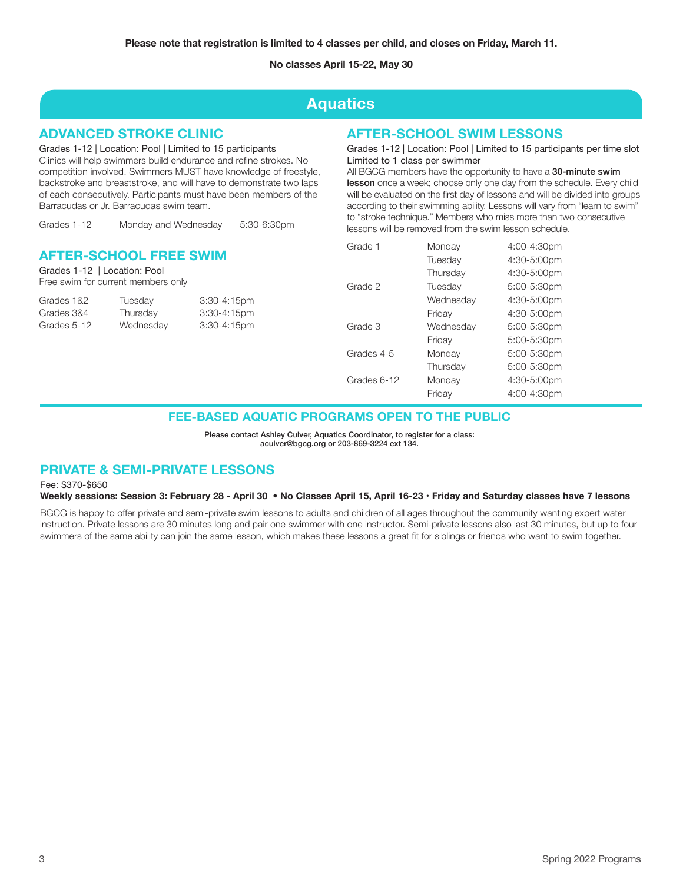**Please note that registration is limited to 4 classes per child, and closes on Friday, March 11.**

**No classes April 15-22, May 30**

# Aquatics

## ADVANCED STROKE CLINIC

Grades 1-12 | Location: Pool | Limited to 15 participants

Clinics will help swimmers build endurance and refine strokes. No competition involved. Swimmers MUST have knowledge of freestyle, backstroke and breaststroke, and will have to demonstrate two laps of each consecutively. Participants must have been members of the Barracudas or Jr. Barracudas swim team.

| Grades 1-12 | Monday and Wednesday | 5:30-6:30pm |
|---|---|---|

## AFTER-SCHOOL FREE SWIM

Grades 1-12 | Location: Pool

Free swim for current members only

| Grades 1&2 | Tuesday | 3:30-4:15pm |
|---|---|---|
| Grades 3&4 | Thursday | 3:30-4:15pm |
| Grades 5-12 | Wednesday | 3:30-4:15pm |

## AFTER-SCHOOL SWIM LESSONS

Grades 1-12 | Location: Pool | Limited to 15 participants per time slot

Limited to 1 class per swimmer

All BGCG members have the opportunity to have a **30-minute swim lesson** once a week; choose only one day from the schedule. Every child will be evaluated on the first day of lessons and will be divided into groups according to their swimming ability. Lessons will vary from "learn to swim" to "stroke technique." Members who miss more than two consecutive lessons will be removed from the swim lesson schedule.

| Grade 1 | Monday | 4:00-4:30pm |
|---|---|---|
| | Tuesday | 4:30-5:00pm |
| | Thursday | 4:30-5:00pm |
| Grade 2 | Tuesday | 5:00-5:30pm |
| | Wednesday | 4:30-5:00pm |
| | Friday | 4:30-5:00pm |
| Grade 3 | Wednesday | 5:00-5:30pm |
| | Friday | 5:00-5:30pm |
| Grades 4-5 | Monday | 5:00-5:30pm |
| | Thursday | 5:00-5:30pm |
| Grades 6-12 | Monday | 4:30-5:00pm |
| | Friday | 4:00-4:30pm |

## FEE-BASED AQUATIC PROGRAMS OPEN TO THE PUBLIC

**Please contact Ashley Culver, Aquatics Coordinator, to register for a class: aculver@bgcg.org or 203-869-3224 ext 134.**

## PRIVATE & SEMI-PRIVATE LESSONS

Fee: $370-$650

**Weekly sessions: Session 3: February 28 - April 30 • No Classes April 15, April 16-23 • Friday and Saturday classes have 7 lessons**

BGCG is happy to offer private and semi-private swim lessons to adults and children of all ages throughout the community wanting expert water instruction. Private lessons are 30 minutes long and pair one swimmer with one instructor. Semi-private lessons also last 30 minutes, but up to four swimmers of the same ability can join the same lesson, which makes these lessons a great fit for siblings or friends who want to swim together.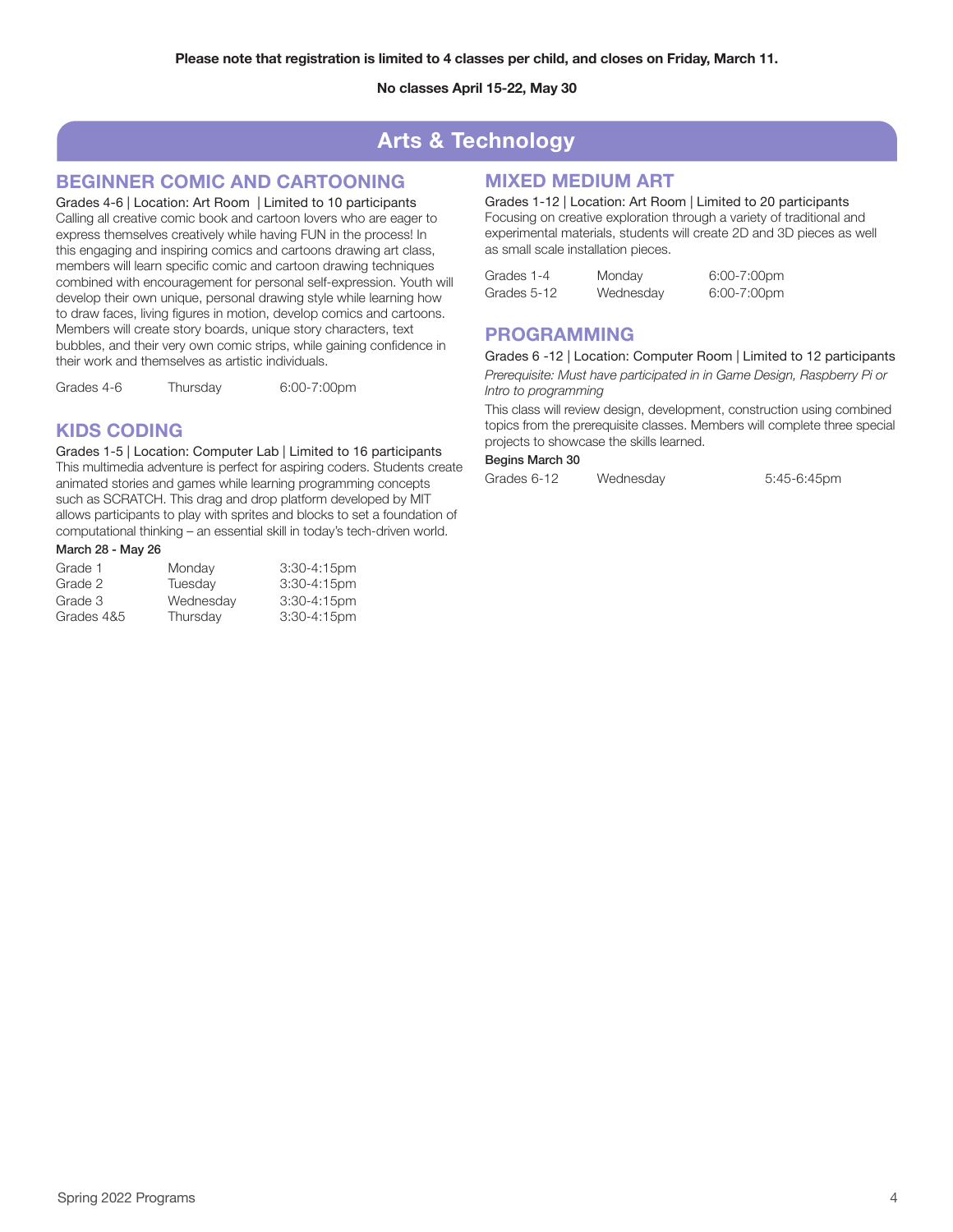**Please note that registration is limited to 4 classes per child, and closes on Friday, March 11.**

**No classes April 15-22, May 30**

# Arts & Technology

## BEGINNER COMIC AND CARTOONING

Grades 4-6 | Location: Art Room | Limited to 10 participants

Calling all creative comic book and cartoon lovers who are eager to express themselves creatively while having FUN in the process! In this engaging and inspiring comics and cartoons drawing art class, members will learn specific comic and cartoon drawing techniques combined with encouragement for personal self-expression. Youth will develop their own unique, personal drawing style while learning how to draw faces, living figures in motion, develop comics and cartoons. Members will create story boards, unique story characters, text bubbles, and their very own comic strips, while gaining confidence in their work and themselves as artistic individuals.

| Grades 4-6 | Thursday | 6:00-7:00pm |
|---|---|---|

## KIDS CODING

Grades 1-5 | Location: Computer Lab | Limited to 16 participants

This multimedia adventure is perfect for aspiring coders. Students create animated stories and games while learning programming concepts such as SCRATCH. This drag and drop platform developed by MIT allows participants to play with sprites and blocks to set a foundation of computational thinking – an essential skill in today's tech-driven world.

**March 28 - May 26**

| Grade 1 | Monday | 3:30-4:15pm |
|---|---|---|
| Grade 2 | Tuesday | 3:30-4:15pm |
| Grade 3 | Wednesday | 3:30-4:15pm |
| Grades 4&5 | Thursday | 3:30-4:15pm |

## MIXED MEDIUM ART

Grades 1-12 | Location: Art Room | Limited to 20 participants

Focusing on creative exploration through a variety of traditional and experimental materials, students will create 2D and 3D pieces as well as small scale installation pieces.

| Grades 1-4 | Monday | 6:00-7:00pm |
|---|---|---|
| Grades 5-12 | Wednesday | 6:00-7:00pm |

## PROGRAMMING

Grades 6 -12 | Location: Computer Room | Limited to 12 participants

*Prerequisite: Must have participated in in Game Design, Raspberry Pi or Intro to programming*

This class will review design, development, construction using combined topics from the prerequisite classes. Members will complete three special projects to showcase the skills learned.

**Begins March 30**

| Grades 6-12 | Wednesday | 5:45-6:45pm |
|---|---|---|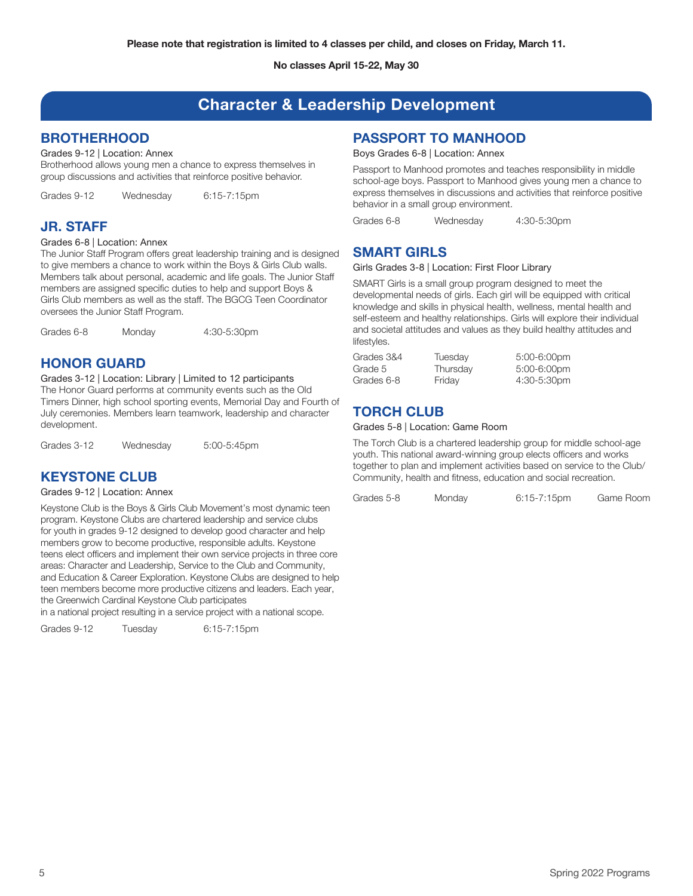**Please note that registration is limited to 4 classes per child, and closes on Friday, March 11.**

**No classes April 15-22, May 30**

# Character & Leadership Development

## BROTHERHOOD

Grades 9-12 | Location: Annex

Brotherhood allows young men a chance to express themselves in group discussions and activities that reinforce positive behavior.

| | | |
|---|---|---|
| Grades 9-12 | Wednesday | 6:15-7:15pm |

## JR. STAFF

Grades 6-8 | Location: Annex

The Junior Staff Program offers great leadership training and is designed to give members a chance to work within the Boys & Girls Club walls. Members talk about personal, academic and life goals. The Junior Staff members are assigned specific duties to help and support Boys & Girls Club members as well as the staff. The BGCG Teen Coordinator oversees the Junior Staff Program.

| | | |
|---|---|---|
| Grades 6-8 | Monday | 4:30-5:30pm |

## HONOR GUARD

Grades 3-12 | Location: Library | Limited to 12 participants

The Honor Guard performs at community events such as the Old Timers Dinner, high school sporting events, Memorial Day and Fourth of July ceremonies. Members learn teamwork, leadership and character development.

| | | |
|---|---|---|
| Grades 3-12 | Wednesday | 5:00-5:45pm |

## KEYSTONE CLUB

Grades 9-12 | Location: Annex

Keystone Club is the Boys & Girls Club Movement's most dynamic teen program. Keystone Clubs are chartered leadership and service clubs for youth in grades 9-12 designed to develop good character and help members grow to become productive, responsible adults. Keystone teens elect officers and implement their own service projects in three core areas: Character and Leadership, Service to the Club and Community, and Education & Career Exploration. Keystone Clubs are designed to help teen members become more productive citizens and leaders. Each year, the Greenwich Cardinal Keystone Club participates in a national project resulting in a service project with a national scope.

| | | |
|---|---|---|
| Grades 9-12 | Tuesday | 6:15-7:15pm |

## PASSPORT TO MANHOOD

Boys Grades 6-8 | Location: Annex

Passport to Manhood promotes and teaches responsibility in middle school-age boys. Passport to Manhood gives young men a chance to express themselves in discussions and activities that reinforce positive behavior in a small group environment.

| | | |
|---|---|---|
| Grades 6-8 | Wednesday | 4:30-5:30pm |

## SMART GIRLS

Girls Grades 3-8 | Location: First Floor Library

SMART Girls is a small group program designed to meet the developmental needs of girls. Each girl will be equipped with critical knowledge and skills in physical health, wellness, mental health and self-esteem and healthy relationships. Girls will explore their individual and societal attitudes and values as they build healthy attitudes and lifestyles.

| | | |
|---|---|---|
| Grades 3&4 | Tuesday | 5:00-6:00pm |
| Grade 5 | Thursday | 5:00-6:00pm |
| Grades 6-8 | Friday | 4:30-5:30pm |

## TORCH CLUB

Grades 5-8 | Location: Game Room

The Torch Club is a chartered leadership group for middle school-age youth. This national award-winning group elects officers and works together to plan and implement activities based on service to the Club/Community, health and fitness, education and social recreation.

| | | | |
|---|---|---|---|
| Grades 5-8 | Monday | 6:15-7:15pm | Game Room |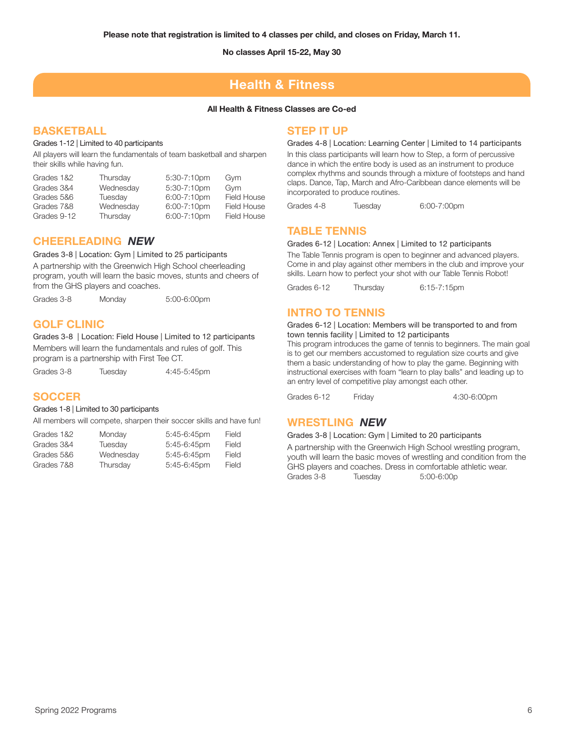**Please note that registration is limited to 4 classes per child, and closes on Friday, March 11.**

**No classes April 15-22, May 30**

# Health & Fitness

**All Health & Fitness Classes are Co-ed**

## BASKETBALL

Grades 1-12 | Limited to 40 participants

All players will learn the fundamentals of team basketball and sharpen their skills while having fun.

| | | | |
|---|---|---|---|
| Grades 1&2 | Thursday | 5:30-7:10pm | Gym |
| Grades 3&4 | Wednesday | 5:30-7:10pm | Gym |
| Grades 5&6 | Tuesday | 6:00-7:10pm | Field House |
| Grades 7&8 | Wednesday | 6:00-7:10pm | Field House |
| Grades 9-12 | Thursday | 6:00-7:10pm | Field House |

## CHEERLEADING *NEW*

Grades 3-8 | Location: Gym | Limited to 25 participants

A partnership with the Greenwich High School cheerleading program, youth will learn the basic moves, stunts and cheers of from the GHS players and coaches.

Grades 3-8 Monday 5:00-6:00pm

## GOLF CLINIC

Grades 3-8 | Location: Field House | Limited to 12 participants

Members will learn the fundamentals and rules of golf. This program is a partnership with First Tee CT.

Grades 3-8 Tuesday 4:45-5:45pm

## SOCCER

Grades 1-8 | Limited to 30 participants

All members will compete, sharpen their soccer skills and have fun!

| | | | |
|---|---|---|---|
| Grades 1&2 | Monday | 5:45-6:45pm | Field |
| Grades 3&4 | Tuesday | 5:45-6:45pm | Field |
| Grades 5&6 | Wednesday | 5:45-6:45pm | Field |
| Grades 7&8 | Thursday | 5:45-6:45pm | Field |

## STEP IT UP

Grades 4-8 | Location: Learning Center | Limited to 14 participants

In this class participants will learn how to Step, a form of percussive dance in which the entire body is used as an instrument to produce complex rhythms and sounds through a mixture of footsteps and hand claps. Dance, Tap, March and Afro-Caribbean dance elements will be incorporated to produce routines.

Grades 4-8 Tuesday 6:00-7:00pm

## TABLE TENNIS

Grades 6-12 | Location: Annex | Limited to 12 participants

The Table Tennis program is open to beginner and advanced players. Come in and play against other members in the club and improve your skills. Learn how to perfect your shot with our Table Tennis Robot!

Grades 6-12 Thursday 6:15-7:15pm

## INTRO TO TENNIS

Grades 6-12 | Location: Members will be transported to and from town tennis facility | Limited to 12 participants

This program introduces the game of tennis to beginners. The main goal is to get our members accustomed to regulation size courts and give them a basic understanding of how to play the game. Beginning with instructional exercises with foam "learn to play balls" and leading up to an entry level of competitive play amongst each other.

Grades 6-12 Friday 4:30-6:00pm

## WRESTLING *NEW*

Grades 3-8 | Location: Gym | Limited to 20 participants

A partnership with the Greenwich High School wrestling program, youth will learn the basic moves of wrestling and condition from the GHS players and coaches. Dress in comfortable athletic wear.

Grades 3-8 Tuesday 5:00-6:00p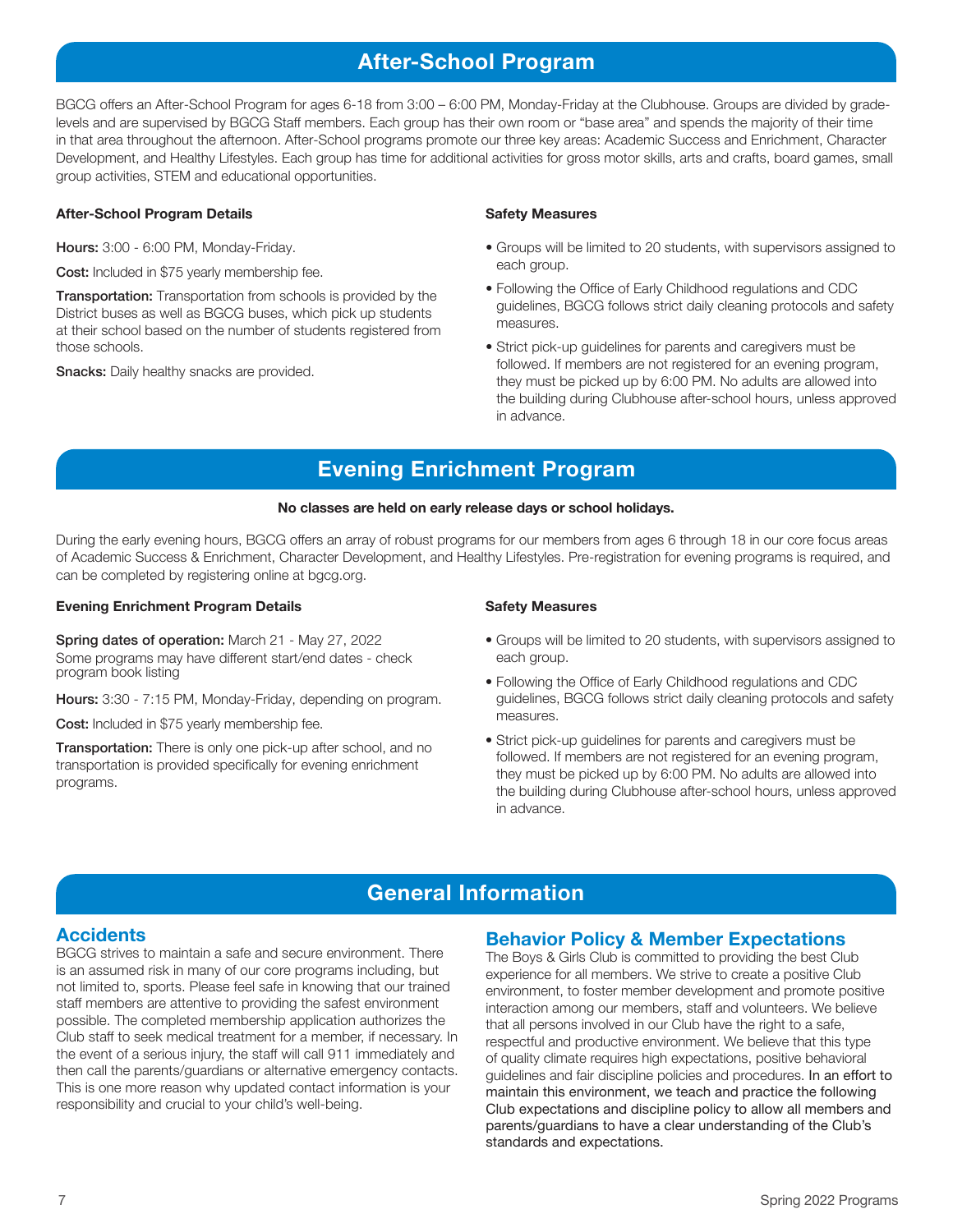## After-School Program

BGCG offers an After-School Program for ages 6-18 from 3:00 – 6:00 PM, Monday-Friday at the Clubhouse. Groups are divided by grade-levels and are supervised by BGCG Staff members. Each group has their own room or "base area" and spends the majority of their time in that area throughout the afternoon. After-School programs promote our three key areas: Academic Success and Enrichment, Character Development, and Healthy Lifestyles. Each group has time for additional activities for gross motor skills, arts and crafts, board games, small group activities, STEM and educational opportunities.

### After-School Program Details

**Hours:** 3:00 - 6:00 PM, Monday-Friday.

**Cost:** Included in $75 yearly membership fee.

**Transportation:** Transportation from schools is provided by the District buses as well as BGCG buses, which pick up students at their school based on the number of students registered from those schools.

**Snacks:** Daily healthy snacks are provided.

### Safety Measures

- Groups will be limited to 20 students, with supervisors assigned to each group.
- Following the Office of Early Childhood regulations and CDC guidelines, BGCG follows strict daily cleaning protocols and safety measures.
- Strict pick-up guidelines for parents and caregivers must be followed. If members are not registered for an evening program, they must be picked up by 6:00 PM. No adults are allowed into the building during Clubhouse after-school hours, unless approved in advance.

## Evening Enrichment Program

**No classes are held on early release days or school holidays.**

During the early evening hours, BGCG offers an array of robust programs for our members from ages 6 through 18 in our core focus areas of Academic Success & Enrichment, Character Development, and Healthy Lifestyles. Pre-registration for evening programs is required, and can be completed by registering online at bgcg.org.

### Evening Enrichment Program Details

**Spring dates of operation:** March 21 - May 27, 2022
Some programs may have different start/end dates - check program book listing

**Hours:** 3:30 - 7:15 PM, Monday-Friday, depending on program.

**Cost:** Included in $75 yearly membership fee.

**Transportation:** There is only one pick-up after school, and no transportation is provided specifically for evening enrichment programs.

### Safety Measures

- Groups will be limited to 20 students, with supervisors assigned to each group.
- Following the Office of Early Childhood regulations and CDC guidelines, BGCG follows strict daily cleaning protocols and safety measures.
- Strict pick-up guidelines for parents and caregivers must be followed. If members are not registered for an evening program, they must be picked up by 6:00 PM. No adults are allowed into the building during Clubhouse after-school hours, unless approved in advance.

## General Information

### Accidents

BGCG strives to maintain a safe and secure environment. There is an assumed risk in many of our core programs including, but not limited to, sports. Please feel safe in knowing that our trained staff members are attentive to providing the safest environment possible. The completed membership application authorizes the Club staff to seek medical treatment for a member, if necessary. In the event of a serious injury, the staff will call 911 immediately and then call the parents/guardians or alternative emergency contacts. This is one more reason why updated contact information is your responsibility and crucial to your child's well-being.

### Behavior Policy & Member Expectations

The Boys & Girls Club is committed to providing the best Club experience for all members. We strive to create a positive Club environment, to foster member development and promote positive interaction among our members, staff and volunteers. We believe that all persons involved in our Club have the right to a safe, respectful and productive environment. We believe that this type of quality climate requires high expectations, positive behavioral guidelines and fair discipline policies and procedures. In an effort to maintain this environment, we teach and practice the following Club expectations and discipline policy to allow all members and parents/guardians to have a clear understanding of the Club's standards and expectations.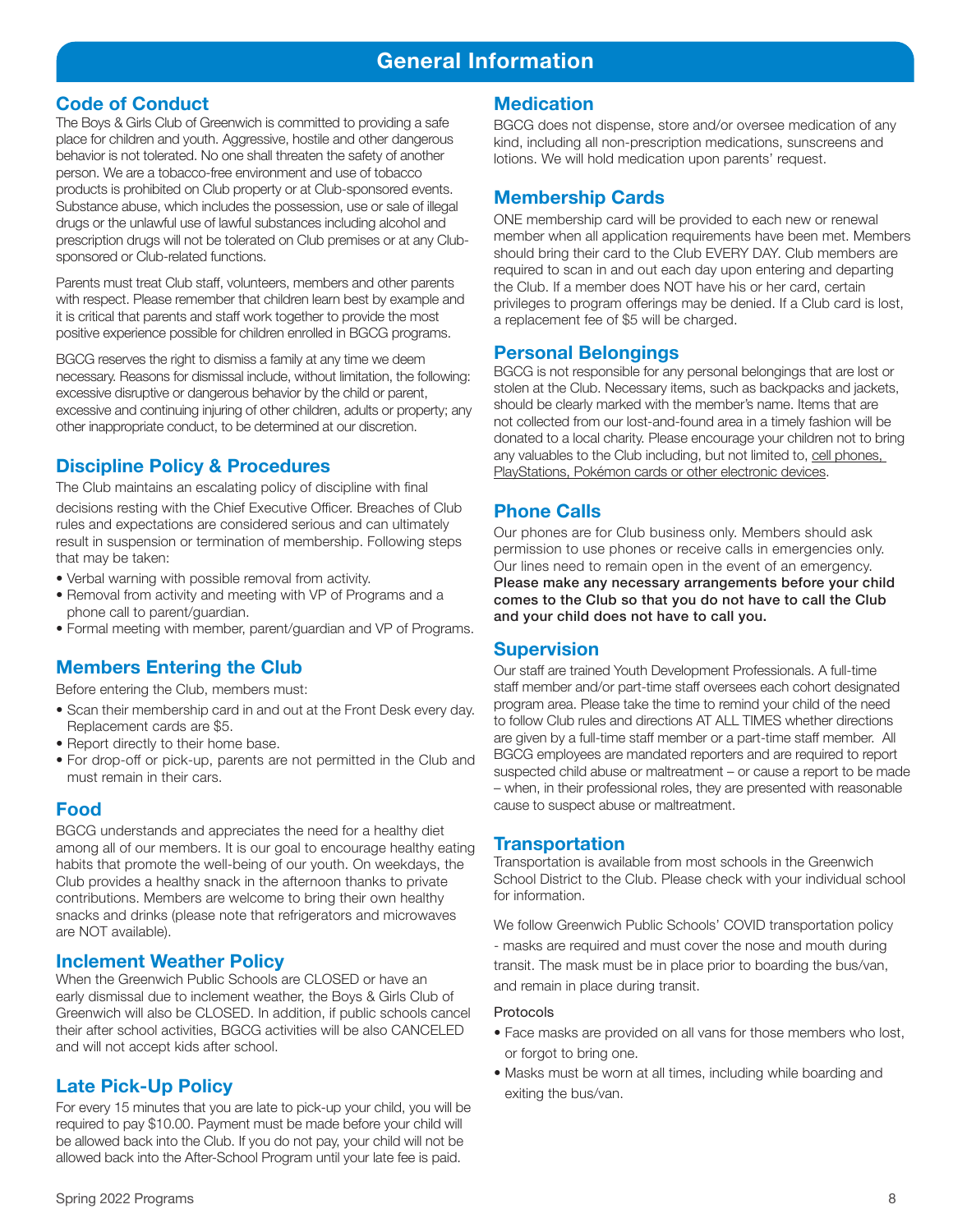# General Information

## Code of Conduct

The Boys & Girls Club of Greenwich is committed to providing a safe place for children and youth. Aggressive, hostile and other dangerous behavior is not tolerated. No one shall threaten the safety of another person. We are a tobacco-free environment and use of tobacco products is prohibited on Club property or at Club-sponsored events. Substance abuse, which includes the possession, use or sale of illegal drugs or the unlawful use of lawful substances including alcohol and prescription drugs will not be tolerated on Club premises or at any Club-sponsored or Club-related functions.

Parents must treat Club staff, volunteers, members and other parents with respect. Please remember that children learn best by example and it is critical that parents and staff work together to provide the most positive experience possible for children enrolled in BGCG programs.

BGCG reserves the right to dismiss a family at any time we deem necessary. Reasons for dismissal include, without limitation, the following: excessive disruptive or dangerous behavior by the child or parent, excessive and continuing injuring of other children, adults or property; any other inappropriate conduct, to be determined at our discretion.

## Discipline Policy & Procedures

The Club maintains an escalating policy of discipline with final decisions resting with the Chief Executive Officer. Breaches of Club rules and expectations are considered serious and can ultimately result in suspension or termination of membership. Following steps that may be taken:

- Verbal warning with possible removal from activity.
- Removal from activity and meeting with VP of Programs and a phone call to parent/guardian.
- Formal meeting with member, parent/guardian and VP of Programs.

## Members Entering the Club

Before entering the Club, members must:

- Scan their membership card in and out at the Front Desk every day. Replacement cards are $5.
- Report directly to their home base.
- For drop-off or pick-up, parents are not permitted in the Club and must remain in their cars.

## Food

BGCG understands and appreciates the need for a healthy diet among all of our members. It is our goal to encourage healthy eating habits that promote the well-being of our youth. On weekdays, the Club provides a healthy snack in the afternoon thanks to private contributions. Members are welcome to bring their own healthy snacks and drinks (please note that refrigerators and microwaves are NOT available).

## Inclement Weather Policy

When the Greenwich Public Schools are CLOSED or have an early dismissal due to inclement weather, the Boys & Girls Club of Greenwich will also be CLOSED. In addition, if public schools cancel their after school activities, BGCG activities will be also CANCELED and will not accept kids after school.

## Late Pick-Up Policy

For every 15 minutes that you are late to pick-up your child, you will be required to pay $10.00. Payment must be made before your child will be allowed back into the Club. If you do not pay, your child will not be allowed back into the After-School Program until your late fee is paid.

## Medication

BGCG does not dispense, store and/or oversee medication of any kind, including all non-prescription medications, sunscreens and lotions. We will hold medication upon parents' request.

## Membership Cards

ONE membership card will be provided to each new or renewal member when all application requirements have been met. Members should bring their card to the Club EVERY DAY. Club members are required to scan in and out each day upon entering and departing the Club. If a member does NOT have his or her card, certain privileges to program offerings may be denied. If a Club card is lost, a replacement fee of $5 will be charged.

## Personal Belongings

BGCG is not responsible for any personal belongings that are lost or stolen at the Club. Necessary items, such as backpacks and jackets, should be clearly marked with the member's name. Items that are not collected from our lost-and-found area in a timely fashion will be donated to a local charity. Please encourage your children not to bring any valuables to the Club including, but not limited to, cell phones, PlayStations, Pokémon cards or other electronic devices.

## Phone Calls

Our phones are for Club business only. Members should ask permission to use phones or receive calls in emergencies only. Our lines need to remain open in the event of an emergency. **Please make any necessary arrangements before your child comes to the Club so that you do not have to call the Club and your child does not have to call you.**

## Supervision

Our staff are trained Youth Development Professionals. A full-time staff member and/or part-time staff oversees each cohort designated program area. Please take the time to remind your child of the need to follow Club rules and directions AT ALL TIMES whether directions are given by a full-time staff member or a part-time staff member. All BGCG employees are mandated reporters and are required to report suspected child abuse or maltreatment – or cause a report to be made – when, in their professional roles, they are presented with reasonable cause to suspect abuse or maltreatment.

## Transportation

Transportation is available from most schools in the Greenwich School District to the Club. Please check with your individual school for information.

We follow Greenwich Public Schools' COVID transportation policy - masks are required and must cover the nose and mouth during transit. The mask must be in place prior to boarding the bus/van, and remain in place during transit.

Protocols

- Face masks are provided on all vans for those members who lost, or forgot to bring one.
- Masks must be worn at all times, including while boarding and exiting the bus/van.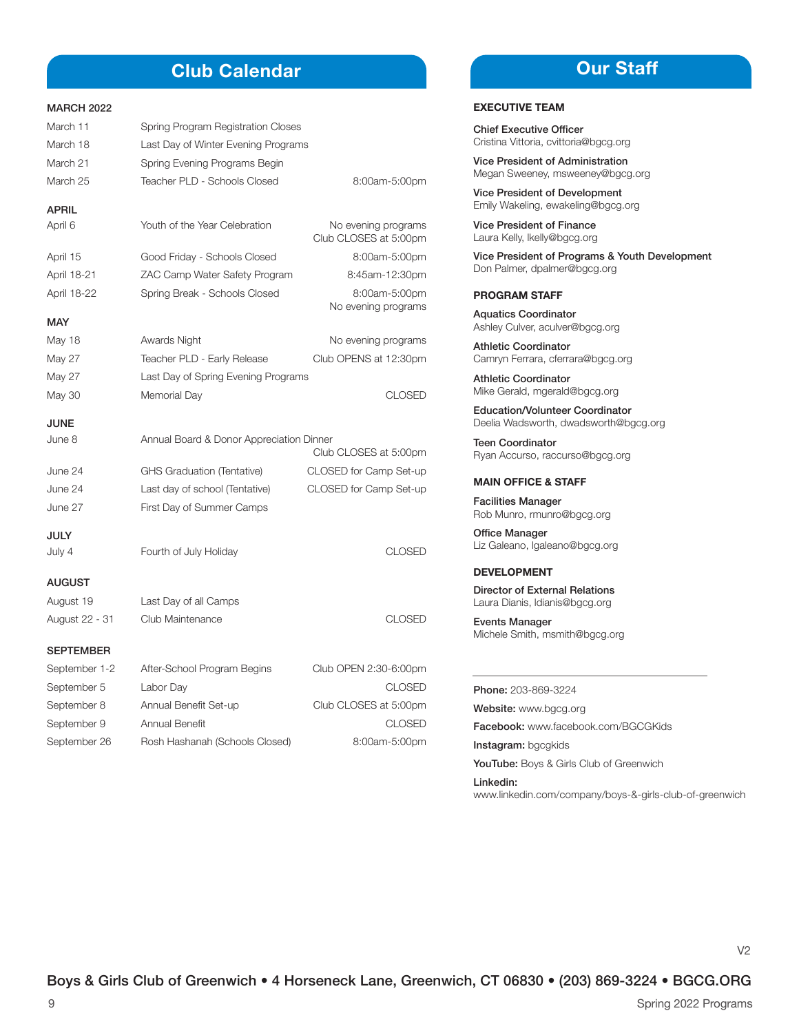## Club Calendar

### MARCH 2022

| | | |
|---|---|---|
| March 11 | Spring Program Registration Closes | |
| March 18 | Last Day of Winter Evening Programs | |
| March 21 | Spring Evening Programs Begin | |
| March 25 | Teacher PLD - Schools Closed | 8:00am-5:00pm |

### APRIL

| | | |
|---|---|---|
| April 6 | Youth of the Year Celebration | No evening programs Club CLOSES at 5:00pm |
| April 15 | Good Friday - Schools Closed | 8:00am-5:00pm |
| April 18-21 | ZAC Camp Water Safety Program | 8:45am-12:30pm |
| April 18-22 | Spring Break - Schools Closed | 8:00am-5:00pm No evening programs |

### MAY

| | | |
|---|---|---|
| May 18 | Awards Night | No evening programs |
| May 27 | Teacher PLD - Early Release | Club OPENS at 12:30pm |
| May 27 | Last Day of Spring Evening Programs | |
| May 30 | Memorial Day | CLOSED |

### JUNE

| | | |
|---|---|---|
| June 8 | Annual Board & Donor Appreciation Dinner | Club CLOSES at 5:00pm |
| June 24 | GHS Graduation (Tentative) | CLOSED for Camp Set-up |
| June 24 | Last day of school (Tentative) | CLOSED for Camp Set-up |
| June 27 | First Day of Summer Camps | |

### JULY

| | | |
|---|---|---|
| July 4 | Fourth of July Holiday | CLOSED |

### AUGUST

| | | |
|---|---|---|
| August 19 | Last Day of all Camps | |
| August 22 - 31 | Club Maintenance | CLOSED |

### SEPTEMBER

| | | |
|---|---|---|
| September 1-2 | After-School Program Begins | Club OPEN 2:30-6:00pm |
| September 5 | Labor Day | CLOSED |
| September 8 | Annual Benefit Set-up | Club CLOSES at 5:00pm |
| September 9 | Annual Benefit | CLOSED |
| September 26 | Rosh Hashanah (Schools Closed) | 8:00am-5:00pm |

## Our Staff

### EXECUTIVE TEAM

**Chief Executive Officer**
Cristina Vittoria, cvittoria@bgcg.org

**Vice President of Administration**
Megan Sweeney, msweeney@bgcg.org

**Vice President of Development**
Emily Wakeling, ewakeling@bgcg.org

**Vice President of Finance**
Laura Kelly, lkelly@bgcg.org

**Vice President of Programs & Youth Development**
Don Palmer, dpalmer@bgcg.org

### PROGRAM STAFF

**Aquatics Coordinator**
Ashley Culver, aculver@bgcg.org

**Athletic Coordinator**
Camryn Ferrara, cferrara@bgcg.org

**Athletic Coordinator**
Mike Gerald, mgerald@bgcg.org

**Education/Volunteer Coordinator**
Deelia Wadsworth, dwadsworth@bgcg.org

**Teen Coordinator**
Ryan Accurso, raccurso@bgcg.org

### MAIN OFFICE & STAFF

**Facilities Manager**
Rob Munro, rmunro@bgcg.org

**Office Manager**
Liz Galeano, lgaleano@bgcg.org

### DEVELOPMENT

**Director of External Relations**
Laura Dianis, ldianis@bgcg.org

**Events Manager**
Michele Smith, msmith@bgcg.org

---

**Phone:** 203-869-3224

**Website:** www.bgcg.org

**Facebook:** www.facebook.com/BGCGKids

**Instagram:** bgcgkids

**YouTube:** Boys & Girls Club of Greenwich

**Linkedin:**
www.linkedin.com/company/boys-&-girls-club-of-greenwich

V2

**Boys & Girls Club of Greenwich • 4 Horseneck Lane, Greenwich, CT 06830 • (203) 869-3224 • BGCG.ORG**